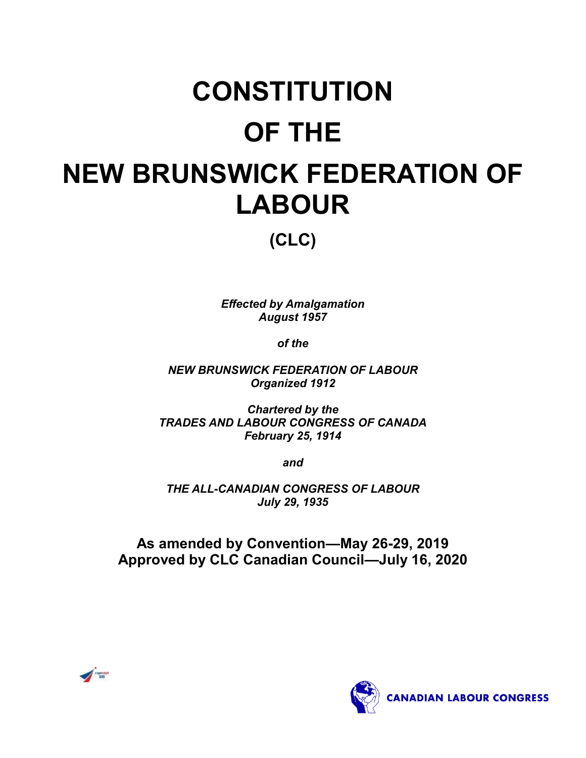# CONSTITUTION OF THE NEW BRUNSWICK FEDERATION OF LABOUR

## (CLC)

***Effected by Amalgamation***
***August 1957***

***of the***

***NEW BRUNSWICK FEDERATION OF LABOUR***
***Organized 1912***

***Chartered by the***
***TRADES AND LABOUR CONGRESS OF CANADA***
***February 25, 1914***

***and***

***THE ALL-CANADIAN CONGRESS OF LABOUR***
***July 29, 1935***

**As amended by Convention—May 26-29, 2019**
**Approved by CLC Canadian Council—July 16, 2020**

CANADIAN LABOUR CONGRESS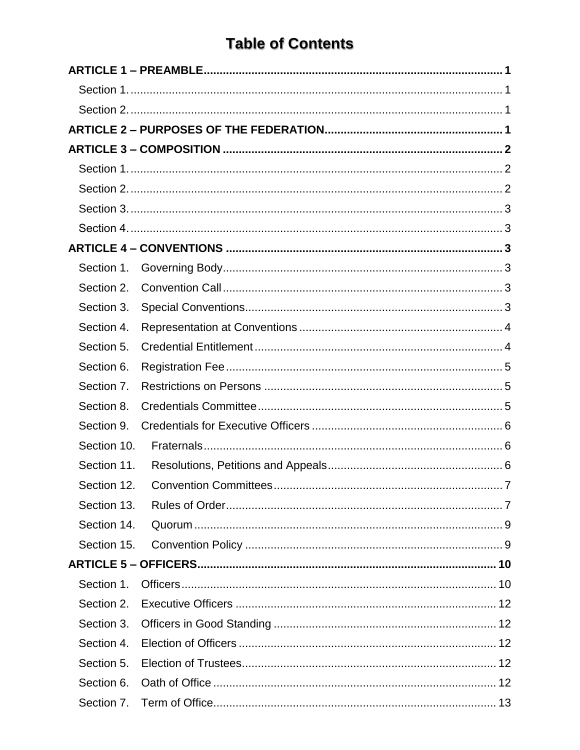# Table of Contents

**ARTICLE 1 – PREAMBLE** .......... **1**

- Section 1. .......... 1
- Section 2. .......... 1

**ARTICLE 2 – PURPOSES OF THE FEDERATION** .......... **1**

**ARTICLE 3 – COMPOSITION** .......... **2**

- Section 1. .......... 2
- Section 2. .......... 2
- Section 3. .......... 3
- Section 4. .......... 3

**ARTICLE 4 – CONVENTIONS** .......... **3**

- Section 1. Governing Body .......... 3
- Section 2. Convention Call .......... 3
- Section 3. Special Conventions .......... 3
- Section 4. Representation at Conventions .......... 4
- Section 5. Credential Entitlement .......... 4
- Section 6. Registration Fee .......... 5
- Section 7. Restrictions on Persons .......... 5
- Section 8. Credentials Committee .......... 5
- Section 9. Credentials for Executive Officers .......... 6
- Section 10. Fraternals .......... 6
- Section 11. Resolutions, Petitions and Appeals .......... 6
- Section 12. Convention Committees .......... 7
- Section 13. Rules of Order .......... 7
- Section 14. Quorum .......... 9
- Section 15. Convention Policy .......... 9

**ARTICLE 5 – OFFICERS** .......... **10**

- Section 1. Officers .......... 10
- Section 2. Executive Officers .......... 12
- Section 3. Officers in Good Standing .......... 12
- Section 4. Election of Officers .......... 12
- Section 5. Election of Trustees .......... 12
- Section 6. Oath of Office .......... 12
- Section 7. Term of Office .......... 13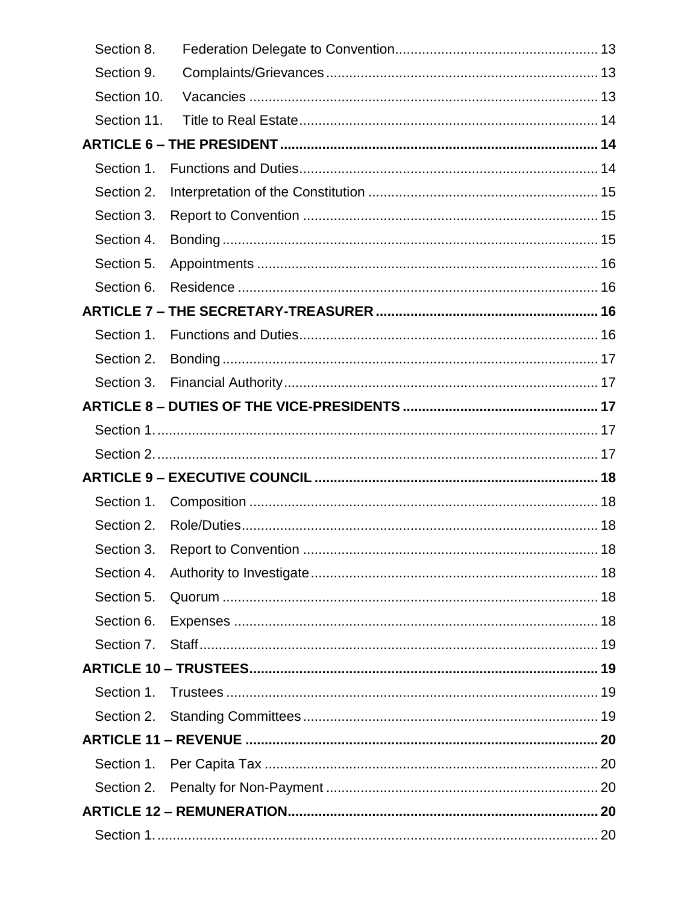Section 8. Federation Delegate to Convention .................................................... 13
Section 9. Complaints/Grievances ...................................................................... 13
Section 10. Vacancies .......................................................................................... 13
Section 11. Title to Real Estate ............................................................................. 14

**ARTICLE 6 – THE PRESIDENT** ................................................................................. 14

Section 1. Functions and Duties ............................................................................. 14
Section 2. Interpretation of the Constitution ........................................................... 15
Section 3. Report to Convention ............................................................................ 15
Section 4. Bonding ................................................................................................. 15
Section 5. Appointments ........................................................................................ 16
Section 6. Residence ............................................................................................. 16

**ARTICLE 7 – THE SECRETARY-TREASURER** ......................................................... 16

Section 1. Functions and Duties ............................................................................. 16
Section 2. Bonding ................................................................................................. 17
Section 3. Financial Authority ................................................................................. 17

**ARTICLE 8 – DUTIES OF THE VICE-PRESIDENTS** .................................................. 17

Section 1. ................................................................................................................ 17
Section 2. ................................................................................................................ 17

**ARTICLE 9 – EXECUTIVE COUNCIL** ......................................................................... 18

Section 1. Composition .......................................................................................... 18
Section 2. Role/Duties ............................................................................................ 18
Section 3. Report to Convention ............................................................................ 18
Section 4. Authority to Investigate .......................................................................... 18
Section 5. Quorum ................................................................................................. 18
Section 6. Expenses .............................................................................................. 18
Section 7. Staff ....................................................................................................... 19

**ARTICLE 10 – TRUSTEES** .......................................................................................... 19

Section 1. Trustees ................................................................................................ 19
Section 2. Standing Committees ............................................................................ 19

**ARTICLE 11 – REVENUE** ........................................................................................... 20

Section 1. Per Capita Tax ...................................................................................... 20
Section 2. Penalty for Non-Payment ...................................................................... 20

**ARTICLE 12 – REMUNERATION** ................................................................................ 20

Section 1. ................................................................................................................ 20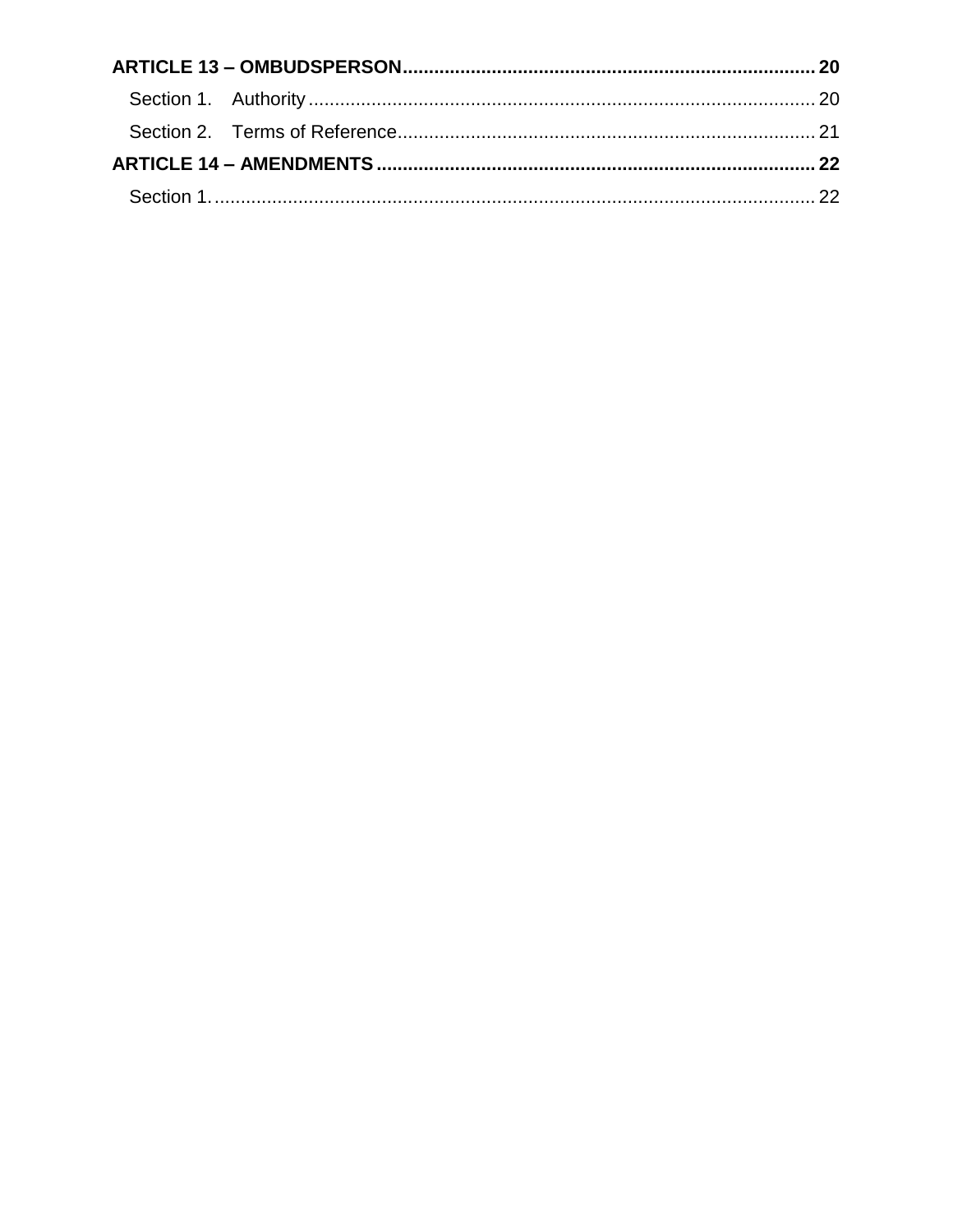**ARTICLE 13 – OMBUDSPERSON** .......... **20**

Section 1. Authority .......... 20

Section 2. Terms of Reference .......... 21

**ARTICLE 14 – AMENDMENTS** .......... **22**

Section 1. .......... 22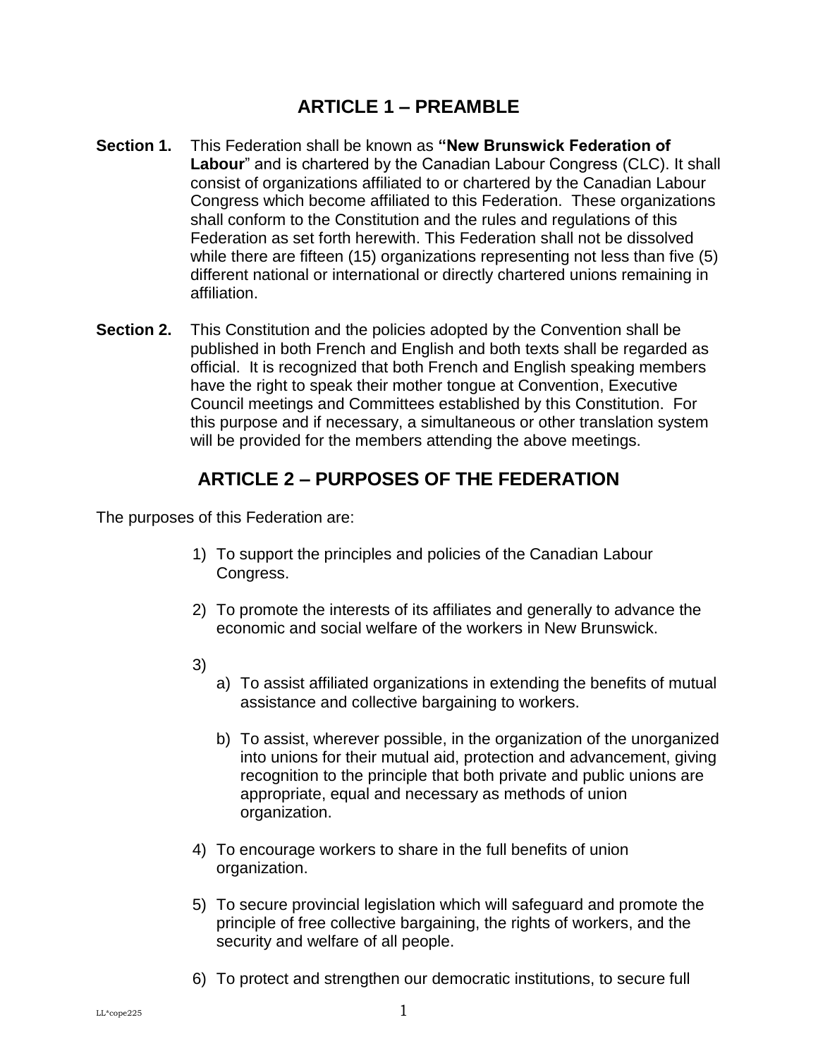## ARTICLE 1 – PREAMBLE

**Section 1.** This Federation shall be known as **"New Brunswick Federation of Labour**" and is chartered by the Canadian Labour Congress (CLC). It shall consist of organizations affiliated to or chartered by the Canadian Labour Congress which become affiliated to this Federation. These organizations shall conform to the Constitution and the rules and regulations of this Federation as set forth herewith. This Federation shall not be dissolved while there are fifteen (15) organizations representing not less than five (5) different national or international or directly chartered unions remaining in affiliation.

**Section 2.** This Constitution and the policies adopted by the Convention shall be published in both French and English and both texts shall be regarded as official. It is recognized that both French and English speaking members have the right to speak their mother tongue at Convention, Executive Council meetings and Committees established by this Constitution. For this purpose and if necessary, a simultaneous or other translation system will be provided for the members attending the above meetings.

## ARTICLE 2 – PURPOSES OF THE FEDERATION

The purposes of this Federation are:

1) To support the principles and policies of the Canadian Labour Congress.

2) To promote the interests of its affiliates and generally to advance the economic and social welfare of the workers in New Brunswick.

3)
   a) To assist affiliated organizations in extending the benefits of mutual assistance and collective bargaining to workers.

   b) To assist, wherever possible, in the organization of the unorganized into unions for their mutual aid, protection and advancement, giving recognition to the principle that both private and public unions are appropriate, equal and necessary as methods of union organization.

4) To encourage workers to share in the full benefits of union organization.

5) To secure provincial legislation which will safeguard and promote the principle of free collective bargaining, the rights of workers, and the security and welfare of all people.

6) To protect and strengthen our democratic institutions, to secure full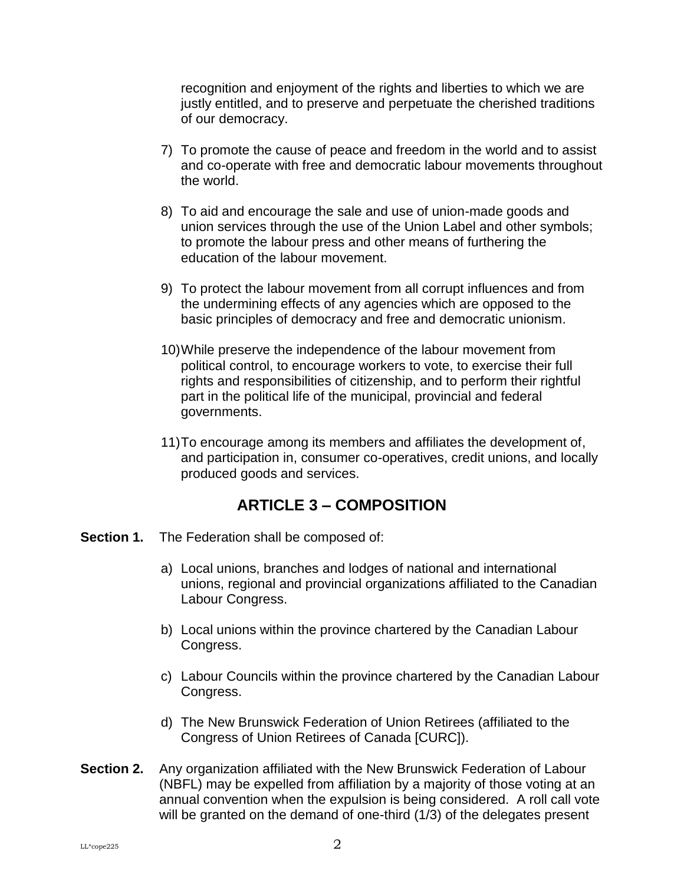recognition and enjoyment of the rights and liberties to which we are justly entitled, and to preserve and perpetuate the cherished traditions of our democracy.

7) To promote the cause of peace and freedom in the world and to assist and co-operate with free and democratic labour movements throughout the world.

8) To aid and encourage the sale and use of union-made goods and union services through the use of the Union Label and other symbols; to promote the labour press and other means of furthering the education of the labour movement.

9) To protect the labour movement from all corrupt influences and from the undermining effects of any agencies which are opposed to the basic principles of democracy and free and democratic unionism.

10) While preserve the independence of the labour movement from political control, to encourage workers to vote, to exercise their full rights and responsibilities of citizenship, and to perform their rightful part in the political life of the municipal, provincial and federal governments.

11) To encourage among its members and affiliates the development of, and participation in, consumer co-operatives, credit unions, and locally produced goods and services.

## ARTICLE 3 – COMPOSITION

**Section 1.** The Federation shall be composed of:

a) Local unions, branches and lodges of national and international unions, regional and provincial organizations affiliated to the Canadian Labour Congress.

b) Local unions within the province chartered by the Canadian Labour Congress.

c) Labour Councils within the province chartered by the Canadian Labour Congress.

d) The New Brunswick Federation of Union Retirees (affiliated to the Congress of Union Retirees of Canada [CURC]).

**Section 2.** Any organization affiliated with the New Brunswick Federation of Labour (NBFL) may be expelled from affiliation by a majority of those voting at an annual convention when the expulsion is being considered. A roll call vote will be granted on the demand of one-third (1/3) of the delegates present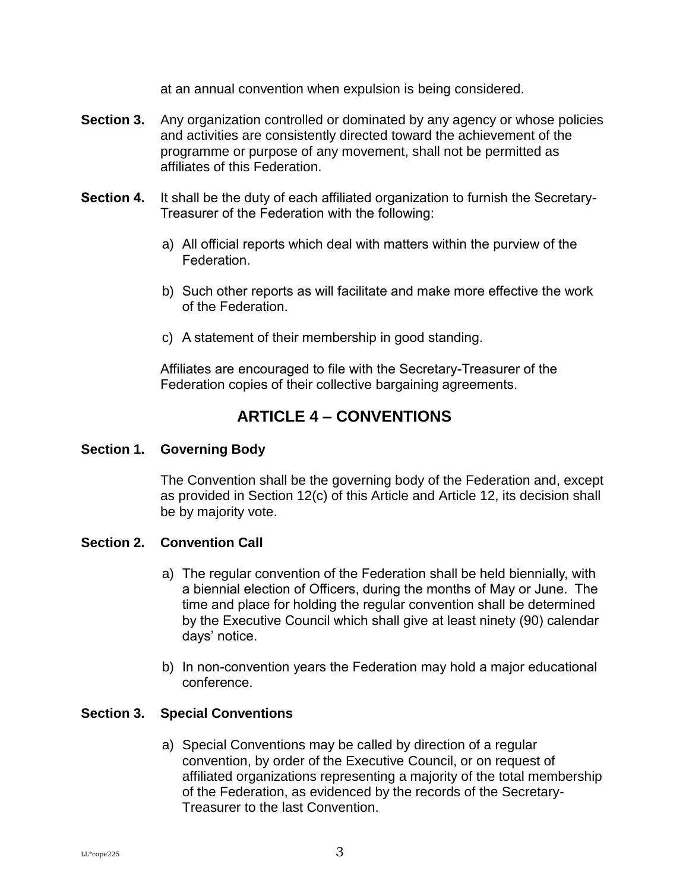at an annual convention when expulsion is being considered.

**Section 3.** Any organization controlled or dominated by any agency or whose policies and activities are consistently directed toward the achievement of the programme or purpose of any movement, shall not be permitted as affiliates of this Federation.

**Section 4.** It shall be the duty of each affiliated organization to furnish the Secretary-Treasurer of the Federation with the following:

a) All official reports which deal with matters within the purview of the Federation.

b) Such other reports as will facilitate and make more effective the work of the Federation.

c) A statement of their membership in good standing.

Affiliates are encouraged to file with the Secretary-Treasurer of the Federation copies of their collective bargaining agreements.

## ARTICLE 4 – CONVENTIONS

**Section 1. Governing Body**

The Convention shall be the governing body of the Federation and, except as provided in Section 12(c) of this Article and Article 12, its decision shall be by majority vote.

**Section 2. Convention Call**

a) The regular convention of the Federation shall be held biennially, with a biennial election of Officers, during the months of May or June. The time and place for holding the regular convention shall be determined by the Executive Council which shall give at least ninety (90) calendar days' notice.

b) In non-convention years the Federation may hold a major educational conference.

**Section 3. Special Conventions**

a) Special Conventions may be called by direction of a regular convention, by order of the Executive Council, or on request of affiliated organizations representing a majority of the total membership of the Federation, as evidenced by the records of the Secretary-Treasurer to the last Convention.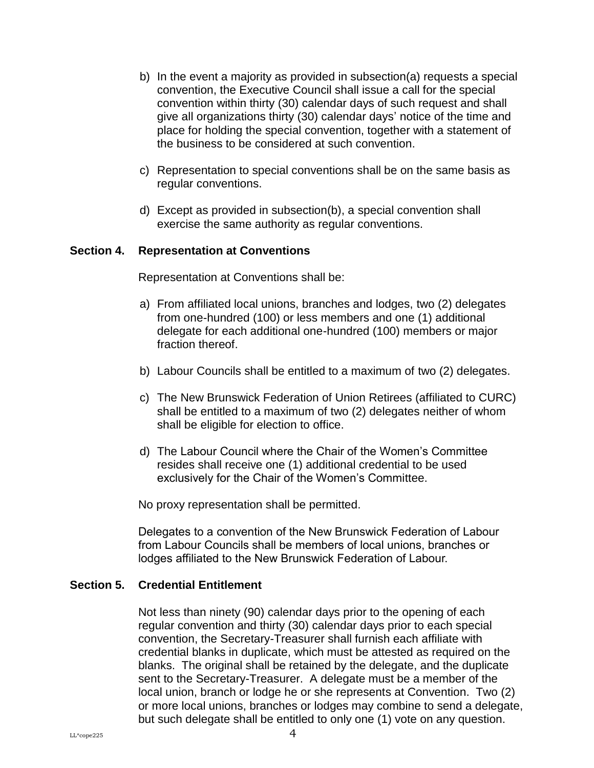b) In the event a majority as provided in subsection(a) requests a special convention, the Executive Council shall issue a call for the special convention within thirty (30) calendar days of such request and shall give all organizations thirty (30) calendar days' notice of the time and place for holding the special convention, together with a statement of the business to be considered at such convention.

c) Representation to special conventions shall be on the same basis as regular conventions.

d) Except as provided in subsection(b), a special convention shall exercise the same authority as regular conventions.

### Section 4. Representation at Conventions

Representation at Conventions shall be:

a) From affiliated local unions, branches and lodges, two (2) delegates from one-hundred (100) or less members and one (1) additional delegate for each additional one-hundred (100) members or major fraction thereof.

b) Labour Councils shall be entitled to a maximum of two (2) delegates.

c) The New Brunswick Federation of Union Retirees (affiliated to CURC) shall be entitled to a maximum of two (2) delegates neither of whom shall be eligible for election to office.

d) The Labour Council where the Chair of the Women's Committee resides shall receive one (1) additional credential to be used exclusively for the Chair of the Women's Committee.

No proxy representation shall be permitted.

Delegates to a convention of the New Brunswick Federation of Labour from Labour Councils shall be members of local unions, branches or lodges affiliated to the New Brunswick Federation of Labour.

### Section 5. Credential Entitlement

Not less than ninety (90) calendar days prior to the opening of each regular convention and thirty (30) calendar days prior to each special convention, the Secretary-Treasurer shall furnish each affiliate with credential blanks in duplicate, which must be attested as required on the blanks. The original shall be retained by the delegate, and the duplicate sent to the Secretary-Treasurer. A delegate must be a member of the local union, branch or lodge he or she represents at Convention. Two (2) or more local unions, branches or lodges may combine to send a delegate, but such delegate shall be entitled to only one (1) vote on any question.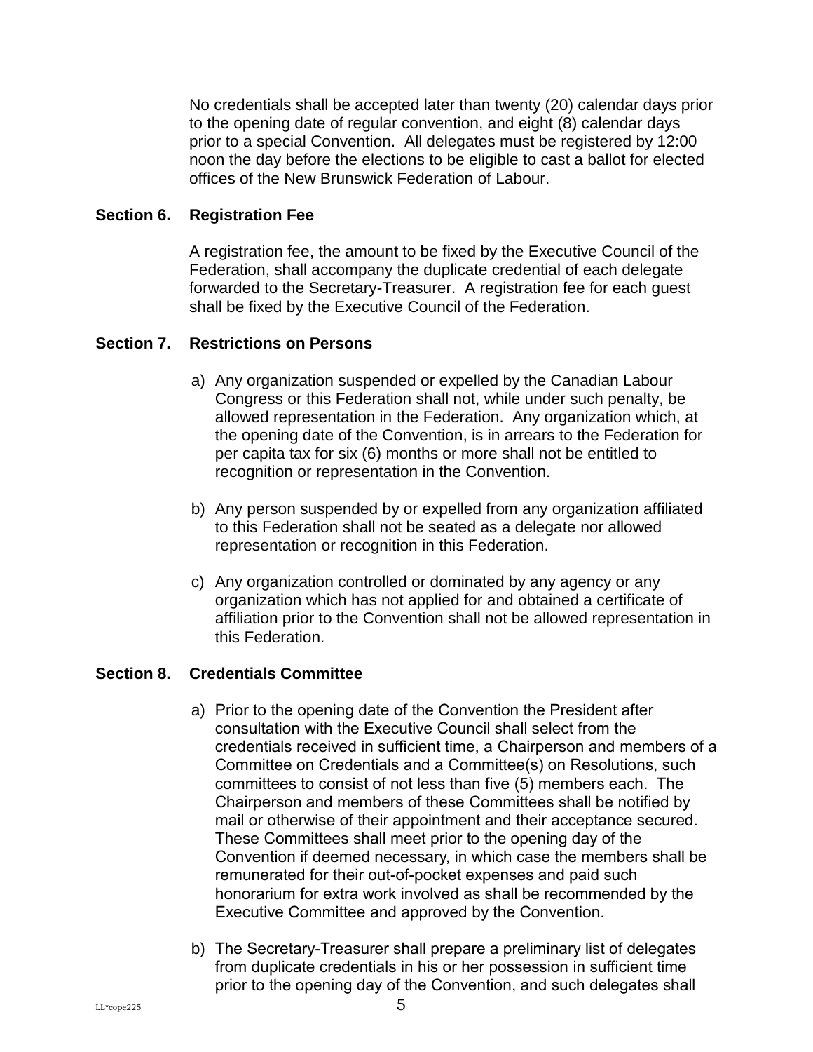No credentials shall be accepted later than twenty (20) calendar days prior to the opening date of regular convention, and eight (8) calendar days prior to a special Convention. All delegates must be registered by 12:00 noon the day before the elections to be eligible to cast a ballot for elected offices of the New Brunswick Federation of Labour.

### Section 6. Registration Fee

A registration fee, the amount to be fixed by the Executive Council of the Federation, shall accompany the duplicate credential of each delegate forwarded to the Secretary-Treasurer. A registration fee for each guest shall be fixed by the Executive Council of the Federation.

### Section 7. Restrictions on Persons

a) Any organization suspended or expelled by the Canadian Labour Congress or this Federation shall not, while under such penalty, be allowed representation in the Federation. Any organization which, at the opening date of the Convention, is in arrears to the Federation for per capita tax for six (6) months or more shall not be entitled to recognition or representation in the Convention.

b) Any person suspended by or expelled from any organization affiliated to this Federation shall not be seated as a delegate nor allowed representation or recognition in this Federation.

c) Any organization controlled or dominated by any agency or any organization which has not applied for and obtained a certificate of affiliation prior to the Convention shall not be allowed representation in this Federation.

### Section 8. Credentials Committee

a) Prior to the opening date of the Convention the President after consultation with the Executive Council shall select from the credentials received in sufficient time, a Chairperson and members of a Committee on Credentials and a Committee(s) on Resolutions, such committees to consist of not less than five (5) members each. The Chairperson and members of these Committees shall be notified by mail or otherwise of their appointment and their acceptance secured. These Committees shall meet prior to the opening day of the Convention if deemed necessary, in which case the members shall be remunerated for their out-of-pocket expenses and paid such honorarium for extra work involved as shall be recommended by the Executive Committee and approved by the Convention.

b) The Secretary-Treasurer shall prepare a preliminary list of delegates from duplicate credentials in his or her possession in sufficient time prior to the opening day of the Convention, and such delegates shall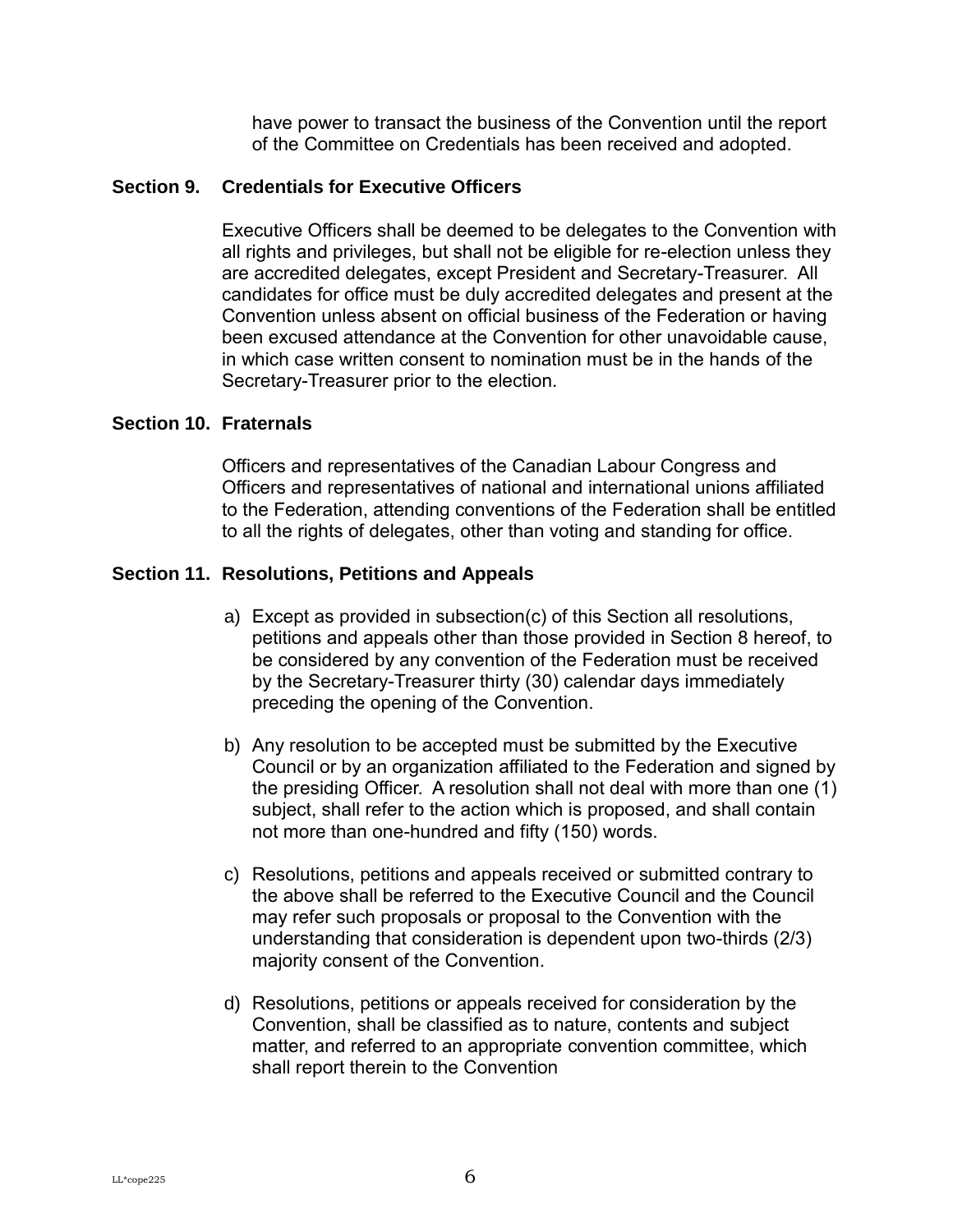have power to transact the business of the Convention until the report of the Committee on Credentials has been received and adopted.

### Section 9. Credentials for Executive Officers

Executive Officers shall be deemed to be delegates to the Convention with all rights and privileges, but shall not be eligible for re-election unless they are accredited delegates, except President and Secretary-Treasurer. All candidates for office must be duly accredited delegates and present at the Convention unless absent on official business of the Federation or having been excused attendance at the Convention for other unavoidable cause, in which case written consent to nomination must be in the hands of the Secretary-Treasurer prior to the election.

### Section 10. Fraternals

Officers and representatives of the Canadian Labour Congress and Officers and representatives of national and international unions affiliated to the Federation, attending conventions of the Federation shall be entitled to all the rights of delegates, other than voting and standing for office.

### Section 11. Resolutions, Petitions and Appeals

a) Except as provided in subsection(c) of this Section all resolutions, petitions and appeals other than those provided in Section 8 hereof, to be considered by any convention of the Federation must be received by the Secretary-Treasurer thirty (30) calendar days immediately preceding the opening of the Convention.

b) Any resolution to be accepted must be submitted by the Executive Council or by an organization affiliated to the Federation and signed by the presiding Officer. A resolution shall not deal with more than one (1) subject, shall refer to the action which is proposed, and shall contain not more than one-hundred and fifty (150) words.

c) Resolutions, petitions and appeals received or submitted contrary to the above shall be referred to the Executive Council and the Council may refer such proposals or proposal to the Convention with the understanding that consideration is dependent upon two-thirds (2/3) majority consent of the Convention.

d) Resolutions, petitions or appeals received for consideration by the Convention, shall be classified as to nature, contents and subject matter, and referred to an appropriate convention committee, which shall report therein to the Convention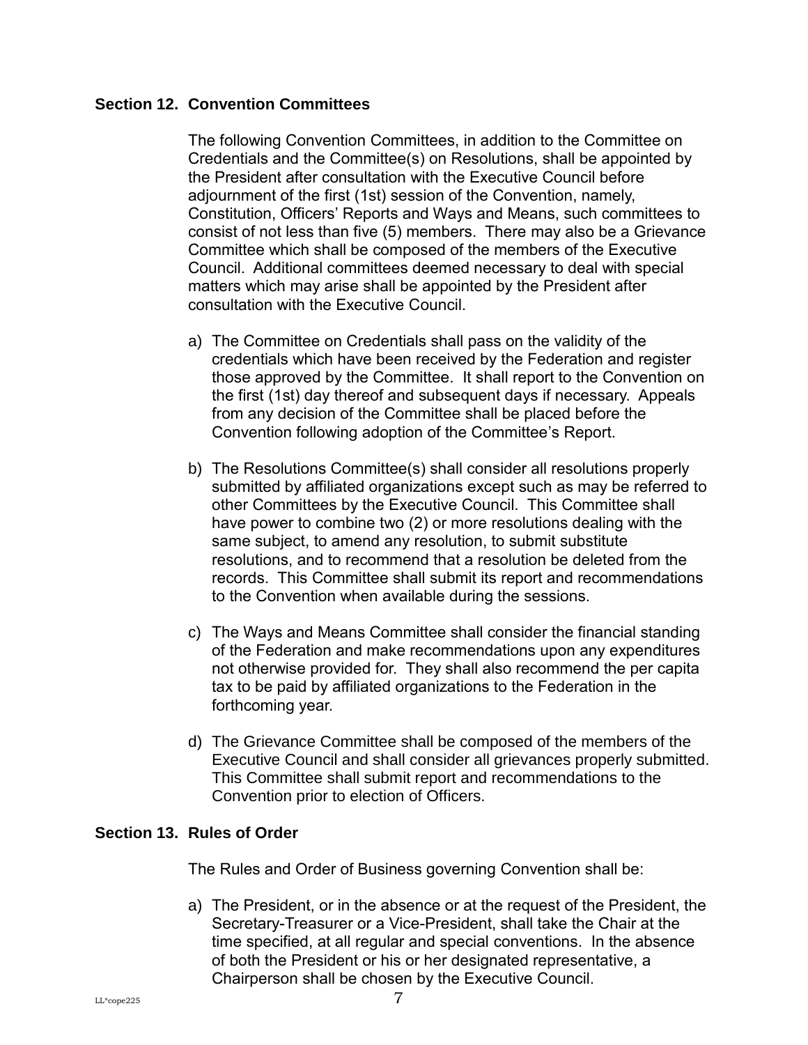### Section 12. Convention Committees

The following Convention Committees, in addition to the Committee on Credentials and the Committee(s) on Resolutions, shall be appointed by the President after consultation with the Executive Council before adjournment of the first (1st) session of the Convention, namely, Constitution, Officers' Reports and Ways and Means, such committees to consist of not less than five (5) members. There may also be a Grievance Committee which shall be composed of the members of the Executive Council. Additional committees deemed necessary to deal with special matters which may arise shall be appointed by the President after consultation with the Executive Council.

a) The Committee on Credentials shall pass on the validity of the credentials which have been received by the Federation and register those approved by the Committee. It shall report to the Convention on the first (1st) day thereof and subsequent days if necessary. Appeals from any decision of the Committee shall be placed before the Convention following adoption of the Committee's Report.

b) The Resolutions Committee(s) shall consider all resolutions properly submitted by affiliated organizations except such as may be referred to other Committees by the Executive Council. This Committee shall have power to combine two (2) or more resolutions dealing with the same subject, to amend any resolution, to submit substitute resolutions, and to recommend that a resolution be deleted from the records. This Committee shall submit its report and recommendations to the Convention when available during the sessions.

c) The Ways and Means Committee shall consider the financial standing of the Federation and make recommendations upon any expenditures not otherwise provided for. They shall also recommend the per capita tax to be paid by affiliated organizations to the Federation in the forthcoming year.

d) The Grievance Committee shall be composed of the members of the Executive Council and shall consider all grievances properly submitted. This Committee shall submit report and recommendations to the Convention prior to election of Officers.

### Section 13. Rules of Order

The Rules and Order of Business governing Convention shall be:

a) The President, or in the absence or at the request of the President, the Secretary-Treasurer or a Vice-President, shall take the Chair at the time specified, at all regular and special conventions. In the absence of both the President or his or her designated representative, a Chairperson shall be chosen by the Executive Council.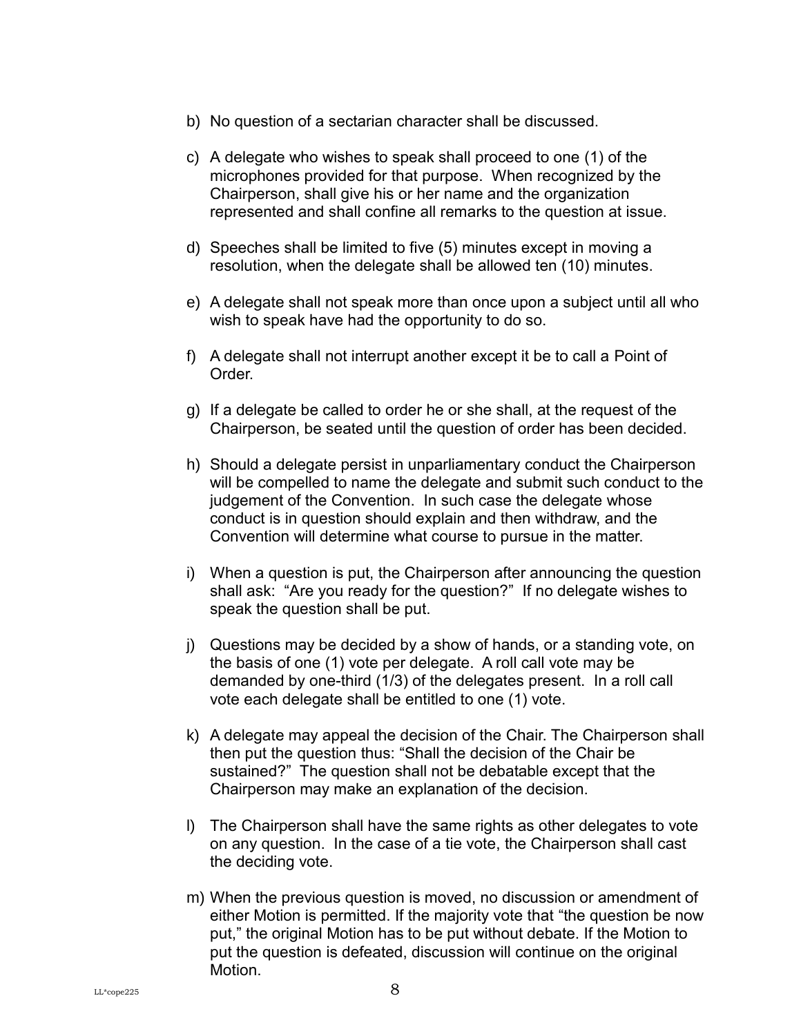b) No question of a sectarian character shall be discussed.

c) A delegate who wishes to speak shall proceed to one (1) of the microphones provided for that purpose. When recognized by the Chairperson, shall give his or her name and the organization represented and shall confine all remarks to the question at issue.

d) Speeches shall be limited to five (5) minutes except in moving a resolution, when the delegate shall be allowed ten (10) minutes.

e) A delegate shall not speak more than once upon a subject until all who wish to speak have had the opportunity to do so.

f) A delegate shall not interrupt another except it be to call a Point of Order.

g) If a delegate be called to order he or she shall, at the request of the Chairperson, be seated until the question of order has been decided.

h) Should a delegate persist in unparliamentary conduct the Chairperson will be compelled to name the delegate and submit such conduct to the judgement of the Convention. In such case the delegate whose conduct is in question should explain and then withdraw, and the Convention will determine what course to pursue in the matter.

i) When a question is put, the Chairperson after announcing the question shall ask: "Are you ready for the question?" If no delegate wishes to speak the question shall be put.

j) Questions may be decided by a show of hands, or a standing vote, on the basis of one (1) vote per delegate. A roll call vote may be demanded by one-third (1/3) of the delegates present. In a roll call vote each delegate shall be entitled to one (1) vote.

k) A delegate may appeal the decision of the Chair. The Chairperson shall then put the question thus: "Shall the decision of the Chair be sustained?" The question shall not be debatable except that the Chairperson may make an explanation of the decision.

l) The Chairperson shall have the same rights as other delegates to vote on any question. In the case of a tie vote, the Chairperson shall cast the deciding vote.

m) When the previous question is moved, no discussion or amendment of either Motion is permitted. If the majority vote that "the question be now put," the original Motion has to be put without debate. If the Motion to put the question is defeated, discussion will continue on the original Motion.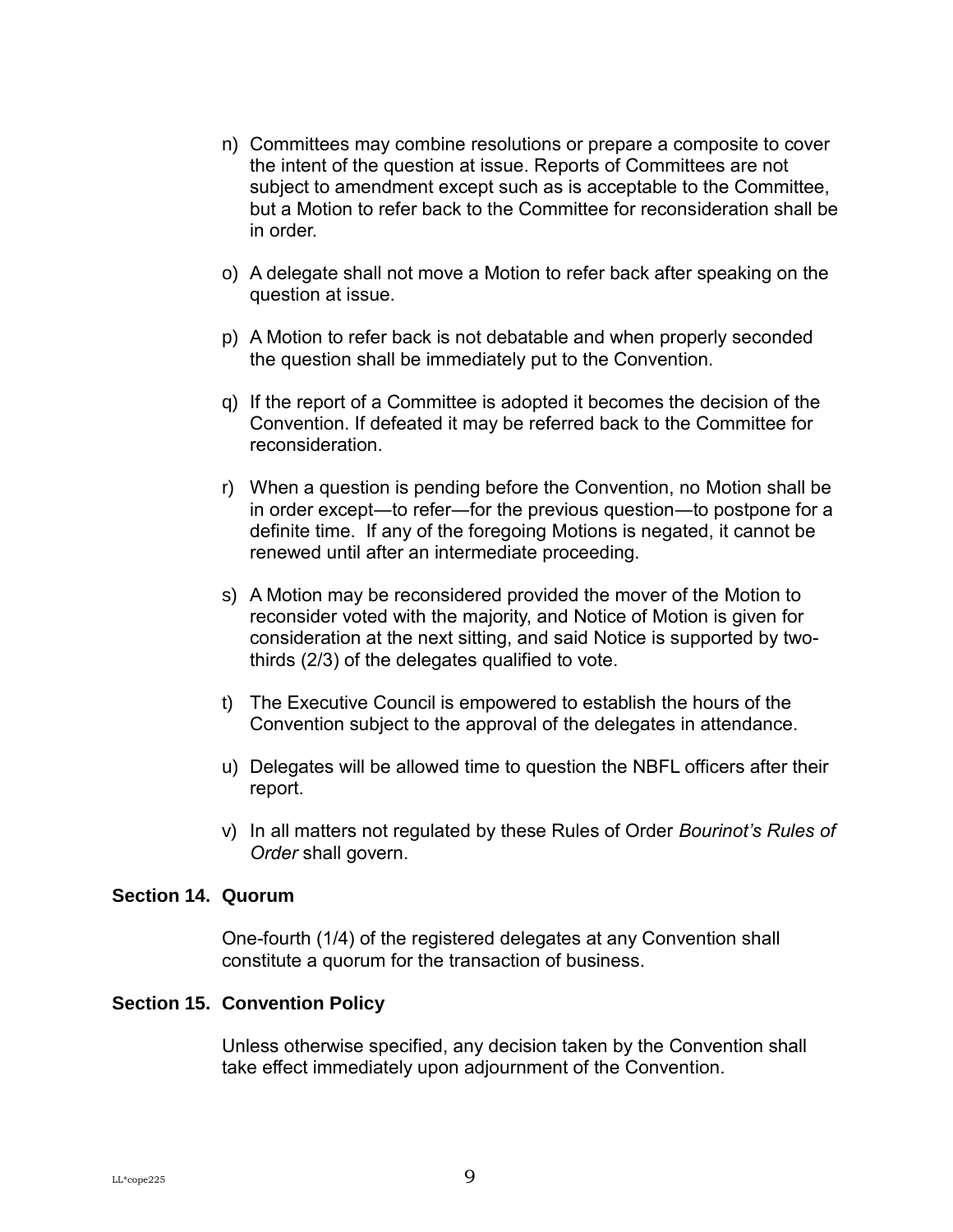n) Committees may combine resolutions or prepare a composite to cover the intent of the question at issue. Reports of Committees are not subject to amendment except such as is acceptable to the Committee, but a Motion to refer back to the Committee for reconsideration shall be in order.

o) A delegate shall not move a Motion to refer back after speaking on the question at issue.

p) A Motion to refer back is not debatable and when properly seconded the question shall be immediately put to the Convention.

q) If the report of a Committee is adopted it becomes the decision of the Convention. If defeated it may be referred back to the Committee for reconsideration.

r) When a question is pending before the Convention, no Motion shall be in order except—to refer—for the previous question—to postpone for a definite time. If any of the foregoing Motions is negated, it cannot be renewed until after an intermediate proceeding.

s) A Motion may be reconsidered provided the mover of the Motion to reconsider voted with the majority, and Notice of Motion is given for consideration at the next sitting, and said Notice is supported by two-thirds (2/3) of the delegates qualified to vote.

t) The Executive Council is empowered to establish the hours of the Convention subject to the approval of the delegates in attendance.

u) Delegates will be allowed time to question the NBFL officers after their report.

v) In all matters not regulated by these Rules of Order *Bourinot's Rules of Order* shall govern.

**Section 14. Quorum**

One-fourth (1/4) of the registered delegates at any Convention shall constitute a quorum for the transaction of business.

**Section 15. Convention Policy**

Unless otherwise specified, any decision taken by the Convention shall take effect immediately upon adjournment of the Convention.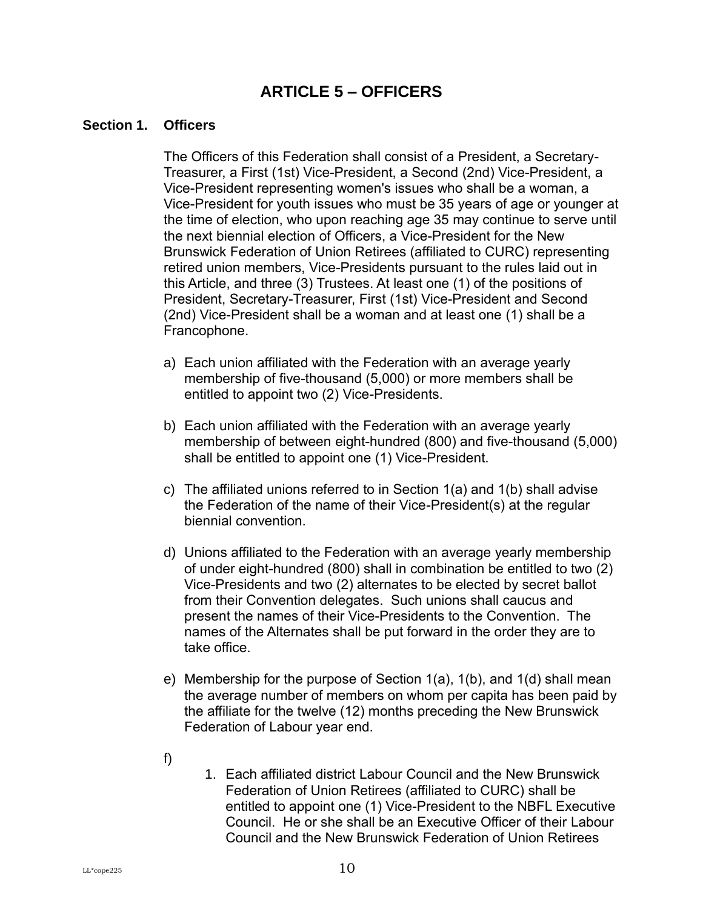# ARTICLE 5 – OFFICERS

**Section 1. Officers**

The Officers of this Federation shall consist of a President, a Secretary-Treasurer, a First (1st) Vice-President, a Second (2nd) Vice-President, a Vice-President representing women's issues who shall be a woman, a Vice-President for youth issues who must be 35 years of age or younger at the time of election, who upon reaching age 35 may continue to serve until the next biennial election of Officers, a Vice-President for the New Brunswick Federation of Union Retirees (affiliated to CURC) representing retired union members, Vice-Presidents pursuant to the rules laid out in this Article, and three (3) Trustees. At least one (1) of the positions of President, Secretary-Treasurer, First (1st) Vice-President and Second (2nd) Vice-President shall be a woman and at least one (1) shall be a Francophone.

a) Each union affiliated with the Federation with an average yearly membership of five-thousand (5,000) or more members shall be entitled to appoint two (2) Vice-Presidents.

b) Each union affiliated with the Federation with an average yearly membership of between eight-hundred (800) and five-thousand (5,000) shall be entitled to appoint one (1) Vice-President.

c) The affiliated unions referred to in Section 1(a) and 1(b) shall advise the Federation of the name of their Vice-President(s) at the regular biennial convention.

d) Unions affiliated to the Federation with an average yearly membership of under eight-hundred (800) shall in combination be entitled to two (2) Vice-Presidents and two (2) alternates to be elected by secret ballot from their Convention delegates. Such unions shall caucus and present the names of their Vice-Presidents to the Convention. The names of the Alternates shall be put forward in the order they are to take office.

e) Membership for the purpose of Section 1(a), 1(b), and 1(d) shall mean the average number of members on whom per capita has been paid by the affiliate for the twelve (12) months preceding the New Brunswick Federation of Labour year end.

f)

1. Each affiliated district Labour Council and the New Brunswick Federation of Union Retirees (affiliated to CURC) shall be entitled to appoint one (1) Vice-President to the NBFL Executive Council. He or she shall be an Executive Officer of their Labour Council and the New Brunswick Federation of Union Retirees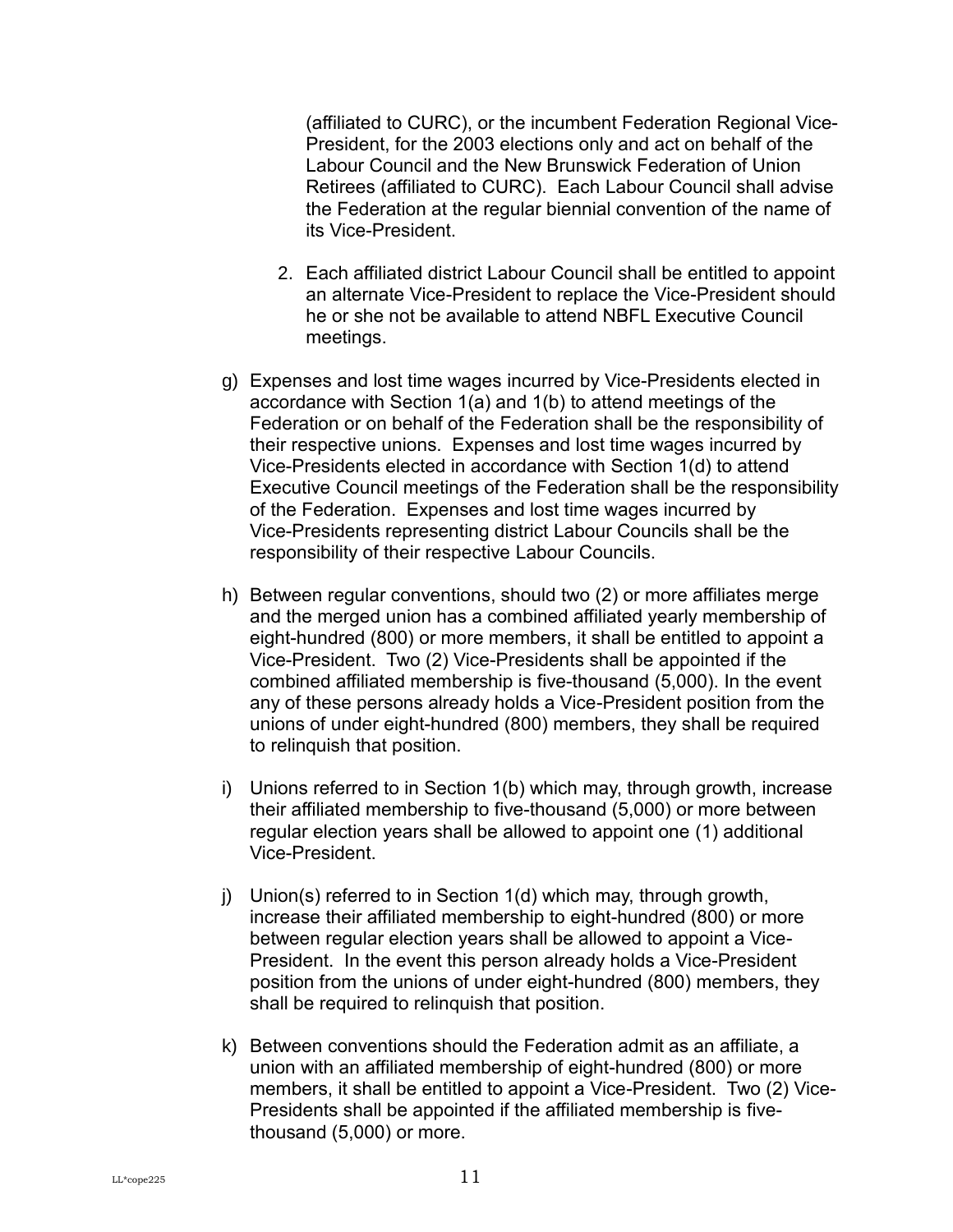(affiliated to CURC), or the incumbent Federation Regional Vice-President, for the 2003 elections only and act on behalf of the Labour Council and the New Brunswick Federation of Union Retirees (affiliated to CURC). Each Labour Council shall advise the Federation at the regular biennial convention of the name of its Vice-President.

2. Each affiliated district Labour Council shall be entitled to appoint an alternate Vice-President to replace the Vice-President should he or she not be available to attend NBFL Executive Council meetings.

g) Expenses and lost time wages incurred by Vice-Presidents elected in accordance with Section 1(a) and 1(b) to attend meetings of the Federation or on behalf of the Federation shall be the responsibility of their respective unions. Expenses and lost time wages incurred by Vice-Presidents elected in accordance with Section 1(d) to attend Executive Council meetings of the Federation shall be the responsibility of the Federation. Expenses and lost time wages incurred by Vice-Presidents representing district Labour Councils shall be the responsibility of their respective Labour Councils.

h) Between regular conventions, should two (2) or more affiliates merge and the merged union has a combined affiliated yearly membership of eight-hundred (800) or more members, it shall be entitled to appoint a Vice-President. Two (2) Vice-Presidents shall be appointed if the combined affiliated membership is five-thousand (5,000). In the event any of these persons already holds a Vice-President position from the unions of under eight-hundred (800) members, they shall be required to relinquish that position.

i) Unions referred to in Section 1(b) which may, through growth, increase their affiliated membership to five-thousand (5,000) or more between regular election years shall be allowed to appoint one (1) additional Vice-President.

j) Union(s) referred to in Section 1(d) which may, through growth, increase their affiliated membership to eight-hundred (800) or more between regular election years shall be allowed to appoint a Vice-President. In the event this person already holds a Vice-President position from the unions of under eight-hundred (800) members, they shall be required to relinquish that position.

k) Between conventions should the Federation admit as an affiliate, a union with an affiliated membership of eight-hundred (800) or more members, it shall be entitled to appoint a Vice-President. Two (2) Vice-Presidents shall be appointed if the affiliated membership is five-thousand (5,000) or more.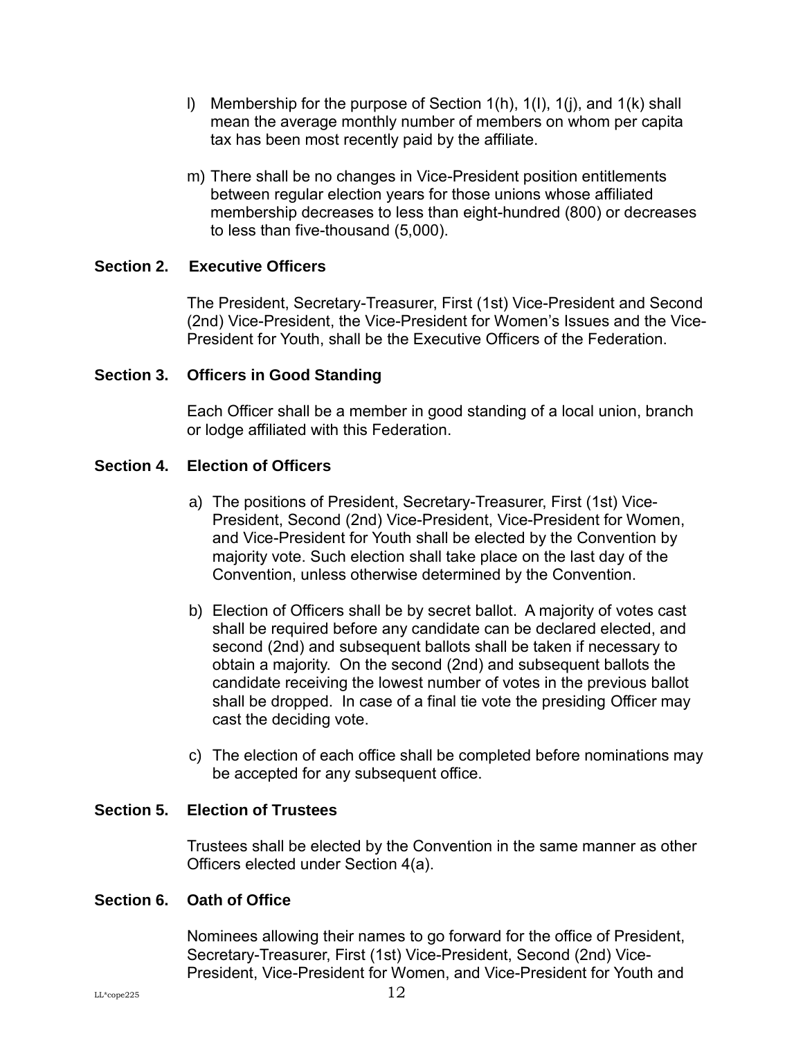l) Membership for the purpose of Section 1(h), 1(I), 1(j), and 1(k) shall mean the average monthly number of members on whom per capita tax has been most recently paid by the affiliate.

m) There shall be no changes in Vice-President position entitlements between regular election years for those unions whose affiliated membership decreases to less than eight-hundred (800) or decreases to less than five-thousand (5,000).

**Section 2. Executive Officers**

The President, Secretary-Treasurer, First (1st) Vice-President and Second (2nd) Vice-President, the Vice-President for Women's Issues and the Vice-President for Youth, shall be the Executive Officers of the Federation.

**Section 3. Officers in Good Standing**

Each Officer shall be a member in good standing of a local union, branch or lodge affiliated with this Federation.

**Section 4. Election of Officers**

a) The positions of President, Secretary-Treasurer, First (1st) Vice-President, Second (2nd) Vice-President, Vice-President for Women, and Vice-President for Youth shall be elected by the Convention by majority vote. Such election shall take place on the last day of the Convention, unless otherwise determined by the Convention.

b) Election of Officers shall be by secret ballot. A majority of votes cast shall be required before any candidate can be declared elected, and second (2nd) and subsequent ballots shall be taken if necessary to obtain a majority. On the second (2nd) and subsequent ballots the candidate receiving the lowest number of votes in the previous ballot shall be dropped. In case of a final tie vote the presiding Officer may cast the deciding vote.

c) The election of each office shall be completed before nominations may be accepted for any subsequent office.

**Section 5. Election of Trustees**

Trustees shall be elected by the Convention in the same manner as other Officers elected under Section 4(a).

**Section 6. Oath of Office**

Nominees allowing their names to go forward for the office of President, Secretary-Treasurer, First (1st) Vice-President, Second (2nd) Vice-President, Vice-President for Women, and Vice-President for Youth and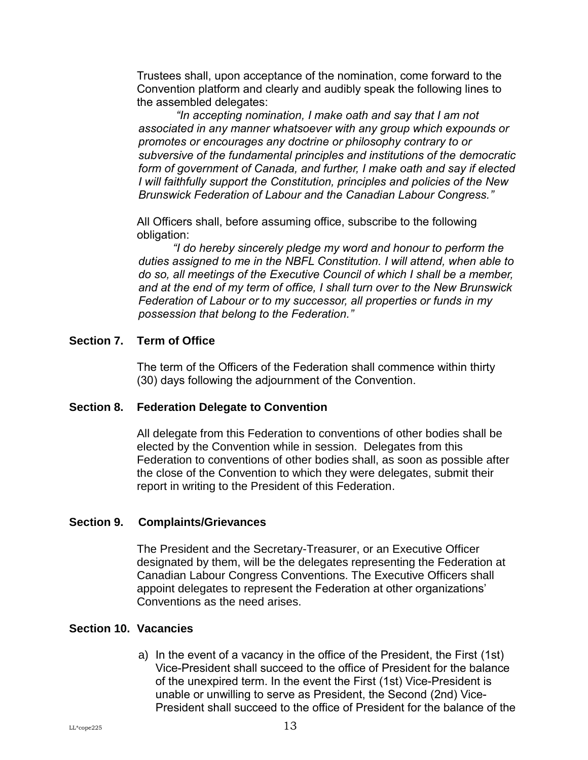Trustees shall, upon acceptance of the nomination, come forward to the Convention platform and clearly and audibly speak the following lines to the assembled delegates:

*"In accepting nomination, I make oath and say that I am not associated in any manner whatsoever with any group which expounds or promotes or encourages any doctrine or philosophy contrary to or subversive of the fundamental principles and institutions of the democratic form of government of Canada, and further, I make oath and say if elected I will faithfully support the Constitution, principles and policies of the New Brunswick Federation of Labour and the Canadian Labour Congress."*

All Officers shall, before assuming office, subscribe to the following obligation:

*"I do hereby sincerely pledge my word and honour to perform the duties assigned to me in the NBFL Constitution. I will attend, when able to do so, all meetings of the Executive Council of which I shall be a member, and at the end of my term of office, I shall turn over to the New Brunswick Federation of Labour or to my successor, all properties or funds in my possession that belong to the Federation."*

**Section 7. Term of Office**

The term of the Officers of the Federation shall commence within thirty (30) days following the adjournment of the Convention.

**Section 8. Federation Delegate to Convention**

All delegate from this Federation to conventions of other bodies shall be elected by the Convention while in session. Delegates from this Federation to conventions of other bodies shall, as soon as possible after the close of the Convention to which they were delegates, submit their report in writing to the President of this Federation.

**Section 9. Complaints/Grievances**

The President and the Secretary-Treasurer, or an Executive Officer designated by them, will be the delegates representing the Federation at Canadian Labour Congress Conventions. The Executive Officers shall appoint delegates to represent the Federation at other organizations' Conventions as the need arises.

**Section 10. Vacancies**

a) In the event of a vacancy in the office of the President, the First (1st) Vice-President shall succeed to the office of President for the balance of the unexpired term. In the event the First (1st) Vice-President is unable or unwilling to serve as President, the Second (2nd) Vice-President shall succeed to the office of President for the balance of the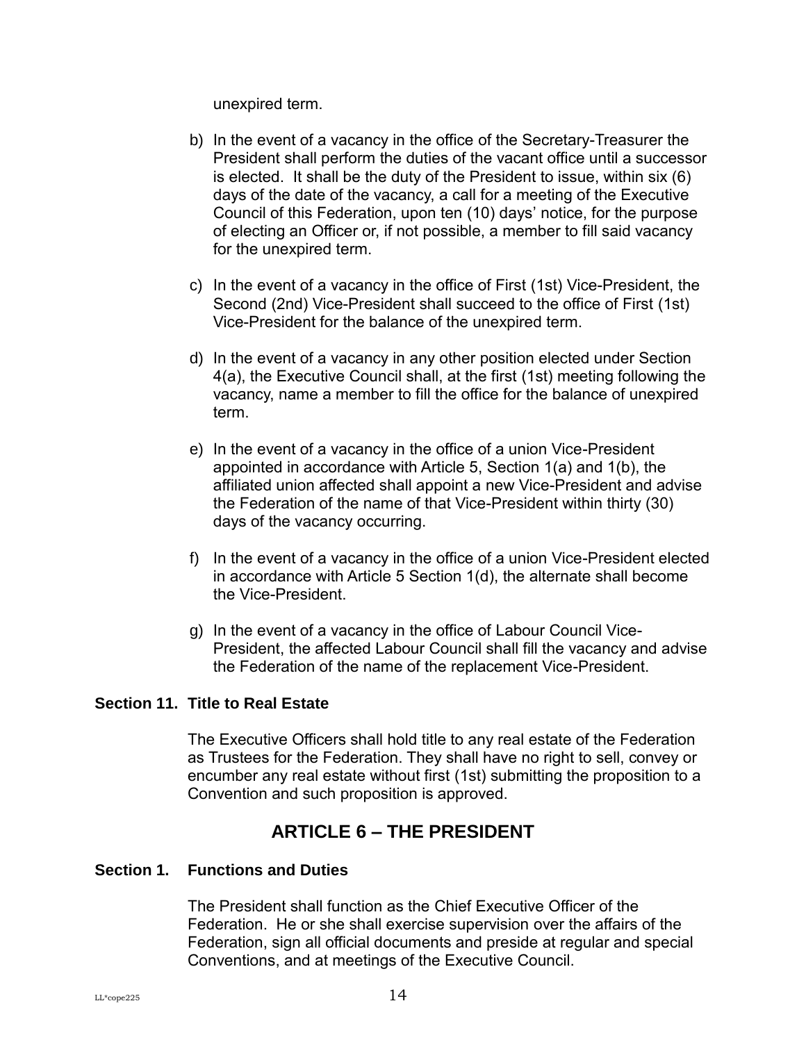unexpired term.

b) In the event of a vacancy in the office of the Secretary-Treasurer the President shall perform the duties of the vacant office until a successor is elected. It shall be the duty of the President to issue, within six (6) days of the date of the vacancy, a call for a meeting of the Executive Council of this Federation, upon ten (10) days' notice, for the purpose of electing an Officer or, if not possible, a member to fill said vacancy for the unexpired term.

c) In the event of a vacancy in the office of First (1st) Vice-President, the Second (2nd) Vice-President shall succeed to the office of First (1st) Vice-President for the balance of the unexpired term.

d) In the event of a vacancy in any other position elected under Section 4(a), the Executive Council shall, at the first (1st) meeting following the vacancy, name a member to fill the office for the balance of unexpired term.

e) In the event of a vacancy in the office of a union Vice-President appointed in accordance with Article 5, Section 1(a) and 1(b), the affiliated union affected shall appoint a new Vice-President and advise the Federation of the name of that Vice-President within thirty (30) days of the vacancy occurring.

f) In the event of a vacancy in the office of a union Vice-President elected in accordance with Article 5 Section 1(d), the alternate shall become the Vice-President.

g) In the event of a vacancy in the office of Labour Council Vice-President, the affected Labour Council shall fill the vacancy and advise the Federation of the name of the replacement Vice-President.

### Section 11. Title to Real Estate

The Executive Officers shall hold title to any real estate of the Federation as Trustees for the Federation. They shall have no right to sell, convey or encumber any real estate without first (1st) submitting the proposition to a Convention and such proposition is approved.

## ARTICLE 6 – THE PRESIDENT

### Section 1. Functions and Duties

The President shall function as the Chief Executive Officer of the Federation. He or she shall exercise supervision over the affairs of the Federation, sign all official documents and preside at regular and special Conventions, and at meetings of the Executive Council.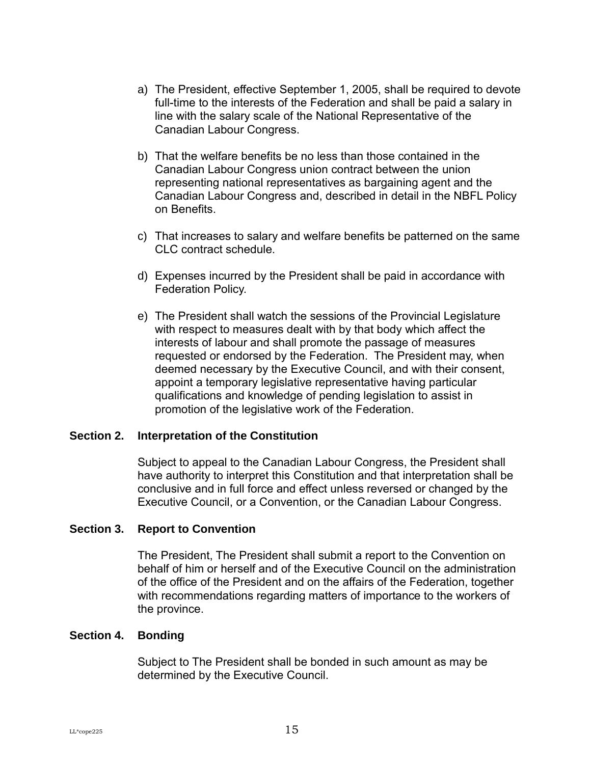a) The President, effective September 1, 2005, shall be required to devote full-time to the interests of the Federation and shall be paid a salary in line with the salary scale of the National Representative of the Canadian Labour Congress.

b) That the welfare benefits be no less than those contained in the Canadian Labour Congress union contract between the union representing national representatives as bargaining agent and the Canadian Labour Congress and, described in detail in the NBFL Policy on Benefits.

c) That increases to salary and welfare benefits be patterned on the same CLC contract schedule.

d) Expenses incurred by the President shall be paid in accordance with Federation Policy.

e) The President shall watch the sessions of the Provincial Legislature with respect to measures dealt with by that body which affect the interests of labour and shall promote the passage of measures requested or endorsed by the Federation. The President may, when deemed necessary by the Executive Council, and with their consent, appoint a temporary legislative representative having particular qualifications and knowledge of pending legislation to assist in promotion of the legislative work of the Federation.

**Section 2. Interpretation of the Constitution**

Subject to appeal to the Canadian Labour Congress, the President shall have authority to interpret this Constitution and that interpretation shall be conclusive and in full force and effect unless reversed or changed by the Executive Council, or a Convention, or the Canadian Labour Congress.

**Section 3. Report to Convention**

The President, The President shall submit a report to the Convention on behalf of him or herself and of the Executive Council on the administration of the office of the President and on the affairs of the Federation, together with recommendations regarding matters of importance to the workers of the province.

**Section 4. Bonding**

Subject to The President shall be bonded in such amount as may be determined by the Executive Council.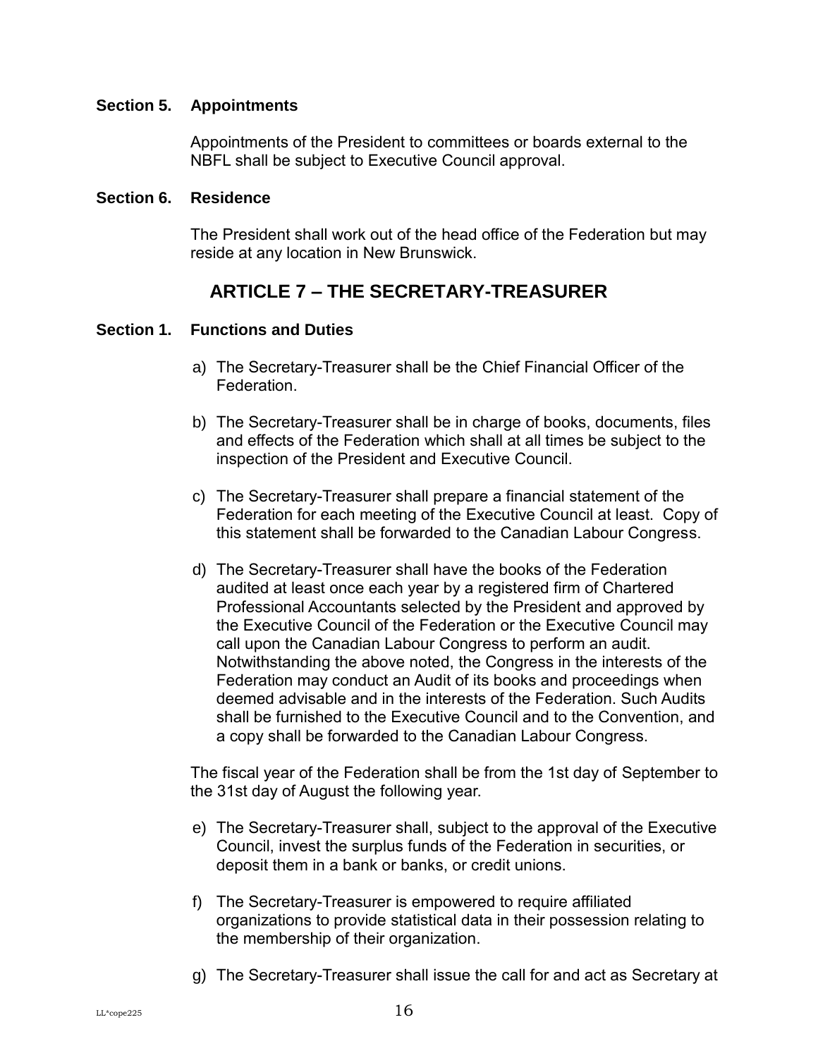### Section 5. Appointments

Appointments of the President to committees or boards external to the NBFL shall be subject to Executive Council approval.

### Section 6. Residence

The President shall work out of the head office of the Federation but may reside at any location in New Brunswick.

## ARTICLE 7 – THE SECRETARY-TREASURER

### Section 1. Functions and Duties

a) The Secretary-Treasurer shall be the Chief Financial Officer of the Federation.

b) The Secretary-Treasurer shall be in charge of books, documents, files and effects of the Federation which shall at all times be subject to the inspection of the President and Executive Council.

c) The Secretary-Treasurer shall prepare a financial statement of the Federation for each meeting of the Executive Council at least. Copy of this statement shall be forwarded to the Canadian Labour Congress.

d) The Secretary-Treasurer shall have the books of the Federation audited at least once each year by a registered firm of Chartered Professional Accountants selected by the President and approved by the Executive Council of the Federation or the Executive Council may call upon the Canadian Labour Congress to perform an audit. Notwithstanding the above noted, the Congress in the interests of the Federation may conduct an Audit of its books and proceedings when deemed advisable and in the interests of the Federation. Such Audits shall be furnished to the Executive Council and to the Convention, and a copy shall be forwarded to the Canadian Labour Congress.

The fiscal year of the Federation shall be from the 1st day of September to the 31st day of August the following year.

e) The Secretary-Treasurer shall, subject to the approval of the Executive Council, invest the surplus funds of the Federation in securities, or deposit them in a bank or banks, or credit unions.

f) The Secretary-Treasurer is empowered to require affiliated organizations to provide statistical data in their possession relating to the membership of their organization.

g) The Secretary-Treasurer shall issue the call for and act as Secretary at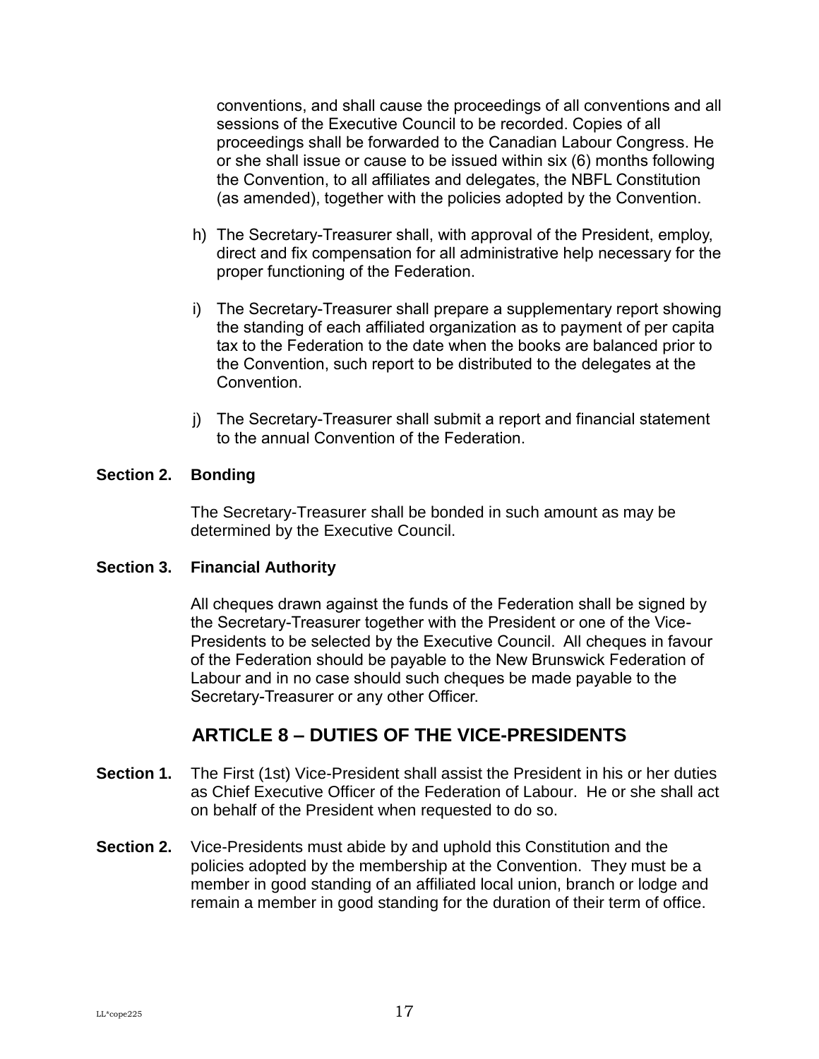conventions, and shall cause the proceedings of all conventions and all sessions of the Executive Council to be recorded. Copies of all proceedings shall be forwarded to the Canadian Labour Congress. He or she shall issue or cause to be issued within six (6) months following the Convention, to all affiliates and delegates, the NBFL Constitution (as amended), together with the policies adopted by the Convention.

h) The Secretary-Treasurer shall, with approval of the President, employ, direct and fix compensation for all administrative help necessary for the proper functioning of the Federation.

i) The Secretary-Treasurer shall prepare a supplementary report showing the standing of each affiliated organization as to payment of per capita tax to the Federation to the date when the books are balanced prior to the Convention, such report to be distributed to the delegates at the Convention.

j) The Secretary-Treasurer shall submit a report and financial statement to the annual Convention of the Federation.

**Section 2. Bonding**

The Secretary-Treasurer shall be bonded in such amount as may be determined by the Executive Council.

**Section 3. Financial Authority**

All cheques drawn against the funds of the Federation shall be signed by the Secretary-Treasurer together with the President or one of the Vice-Presidents to be selected by the Executive Council. All cheques in favour of the Federation should be payable to the New Brunswick Federation of Labour and in no case should such cheques be made payable to the Secretary-Treasurer or any other Officer.

## ARTICLE 8 – DUTIES OF THE VICE-PRESIDENTS

**Section 1.** The First (1st) Vice-President shall assist the President in his or her duties as Chief Executive Officer of the Federation of Labour. He or she shall act on behalf of the President when requested to do so.

**Section 2.** Vice-Presidents must abide by and uphold this Constitution and the policies adopted by the membership at the Convention. They must be a member in good standing of an affiliated local union, branch or lodge and remain a member in good standing for the duration of their term of office.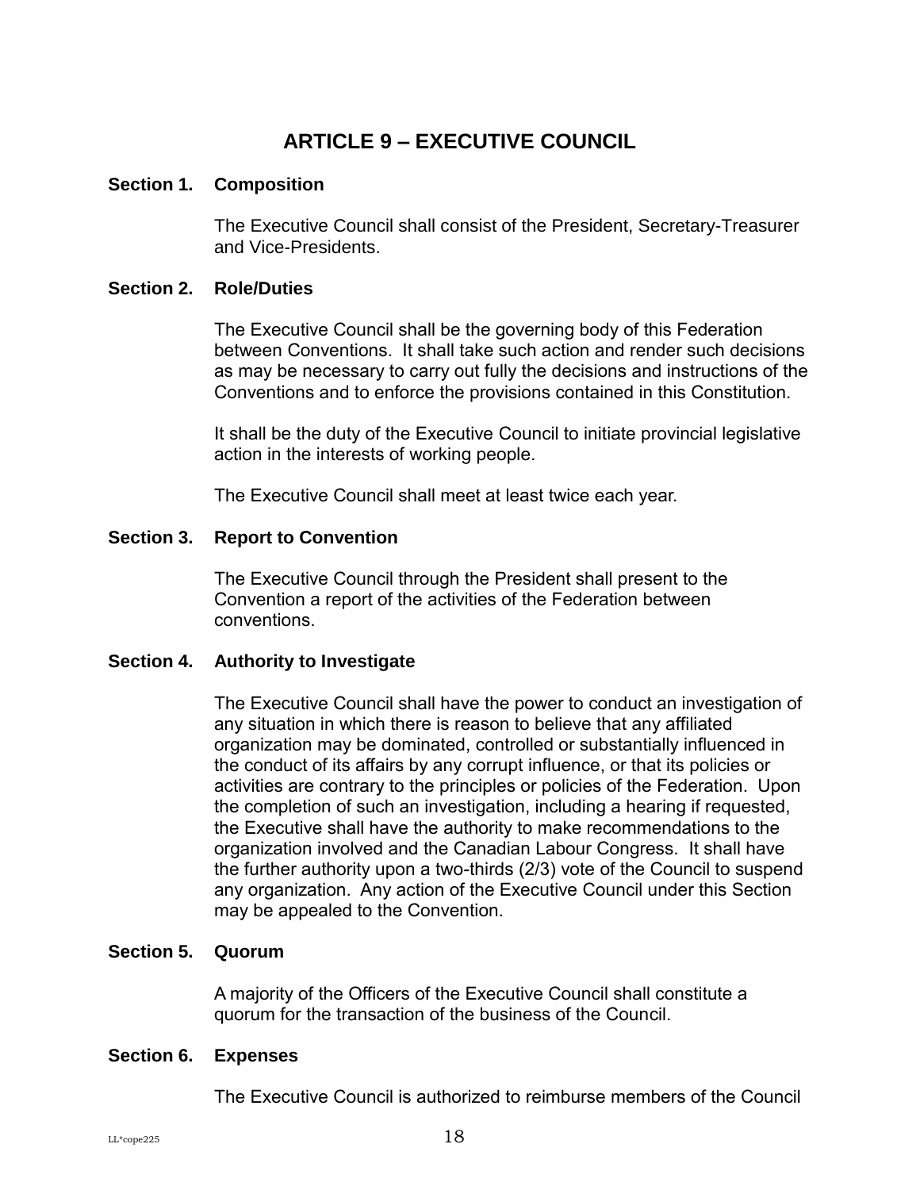# ARTICLE 9 – EXECUTIVE COUNCIL

**Section 1. Composition**

The Executive Council shall consist of the President, Secretary-Treasurer and Vice-Presidents.

**Section 2. Role/Duties**

The Executive Council shall be the governing body of this Federation between Conventions. It shall take such action and render such decisions as may be necessary to carry out fully the decisions and instructions of the Conventions and to enforce the provisions contained in this Constitution.

It shall be the duty of the Executive Council to initiate provincial legislative action in the interests of working people.

The Executive Council shall meet at least twice each year.

**Section 3. Report to Convention**

The Executive Council through the President shall present to the Convention a report of the activities of the Federation between conventions.

**Section 4. Authority to Investigate**

The Executive Council shall have the power to conduct an investigation of any situation in which there is reason to believe that any affiliated organization may be dominated, controlled or substantially influenced in the conduct of its affairs by any corrupt influence, or that its policies or activities are contrary to the principles or policies of the Federation. Upon the completion of such an investigation, including a hearing if requested, the Executive shall have the authority to make recommendations to the organization involved and the Canadian Labour Congress. It shall have the further authority upon a two-thirds (2/3) vote of the Council to suspend any organization. Any action of the Executive Council under this Section may be appealed to the Convention.

**Section 5. Quorum**

A majority of the Officers of the Executive Council shall constitute a quorum for the transaction of the business of the Council.

**Section 6. Expenses**

The Executive Council is authorized to reimburse members of the Council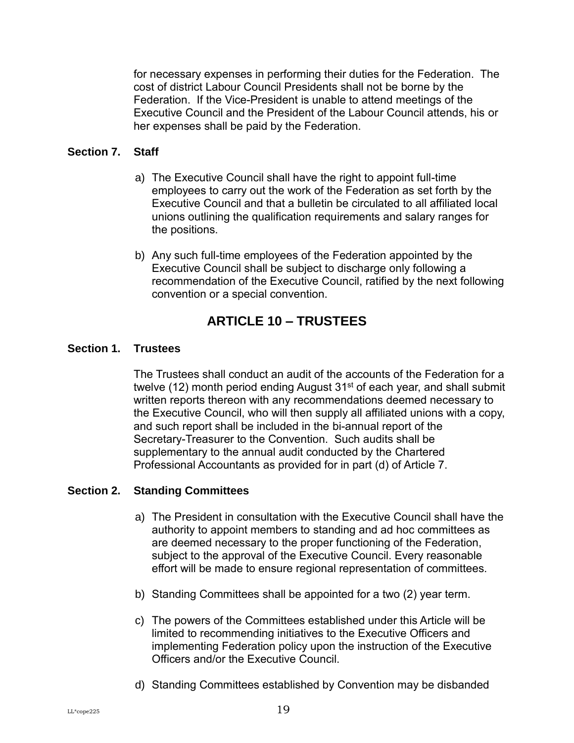for necessary expenses in performing their duties for the Federation. The cost of district Labour Council Presidents shall not be borne by the Federation. If the Vice-President is unable to attend meetings of the Executive Council and the President of the Labour Council attends, his or her expenses shall be paid by the Federation.

**Section 7. Staff**

a) The Executive Council shall have the right to appoint full-time employees to carry out the work of the Federation as set forth by the Executive Council and that a bulletin be circulated to all affiliated local unions outlining the qualification requirements and salary ranges for the positions.

b) Any such full-time employees of the Federation appointed by the Executive Council shall be subject to discharge only following a recommendation of the Executive Council, ratified by the next following convention or a special convention.

## ARTICLE 10 – TRUSTEES

**Section 1. Trustees**

The Trustees shall conduct an audit of the accounts of the Federation for a twelve (12) month period ending August 31st of each year, and shall submit written reports thereon with any recommendations deemed necessary to the Executive Council, who will then supply all affiliated unions with a copy, and such report shall be included in the bi-annual report of the Secretary-Treasurer to the Convention. Such audits shall be supplementary to the annual audit conducted by the Chartered Professional Accountants as provided for in part (d) of Article 7.

**Section 2. Standing Committees**

a) The President in consultation with the Executive Council shall have the authority to appoint members to standing and ad hoc committees as are deemed necessary to the proper functioning of the Federation, subject to the approval of the Executive Council. Every reasonable effort will be made to ensure regional representation of committees.

b) Standing Committees shall be appointed for a two (2) year term.

c) The powers of the Committees established under this Article will be limited to recommending initiatives to the Executive Officers and implementing Federation policy upon the instruction of the Executive Officers and/or the Executive Council.

d) Standing Committees established by Convention may be disbanded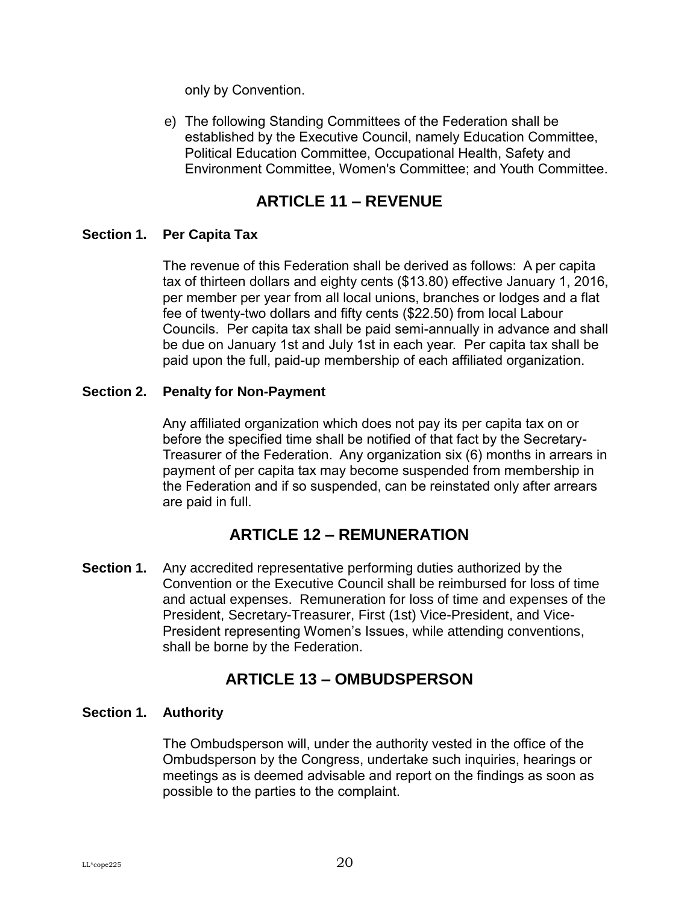only by Convention.

e) The following Standing Committees of the Federation shall be established by the Executive Council, namely Education Committee, Political Education Committee, Occupational Health, Safety and Environment Committee, Women's Committee; and Youth Committee.

## ARTICLE 11 – REVENUE

### Section 1. Per Capita Tax

The revenue of this Federation shall be derived as follows: A per capita tax of thirteen dollars and eighty cents ($13.80) effective January 1, 2016, per member per year from all local unions, branches or lodges and a flat fee of twenty-two dollars and fifty cents ($22.50) from local Labour Councils. Per capita tax shall be paid semi-annually in advance and shall be due on January 1st and July 1st in each year. Per capita tax shall be paid upon the full, paid-up membership of each affiliated organization.

### Section 2. Penalty for Non-Payment

Any affiliated organization which does not pay its per capita tax on or before the specified time shall be notified of that fact by the Secretary-Treasurer of the Federation. Any organization six (6) months in arrears in payment of per capita tax may become suspended from membership in the Federation and if so suspended, can be reinstated only after arrears are paid in full.

## ARTICLE 12 – REMUNERATION

**Section 1.** Any accredited representative performing duties authorized by the Convention or the Executive Council shall be reimbursed for loss of time and actual expenses. Remuneration for loss of time and expenses of the President, Secretary-Treasurer, First (1st) Vice-President, and Vice-President representing Women's Issues, while attending conventions, shall be borne by the Federation.

## ARTICLE 13 – OMBUDSPERSON

### Section 1. Authority

The Ombudsperson will, under the authority vested in the office of the Ombudsperson by the Congress, undertake such inquiries, hearings or meetings as is deemed advisable and report on the findings as soon as possible to the parties to the complaint.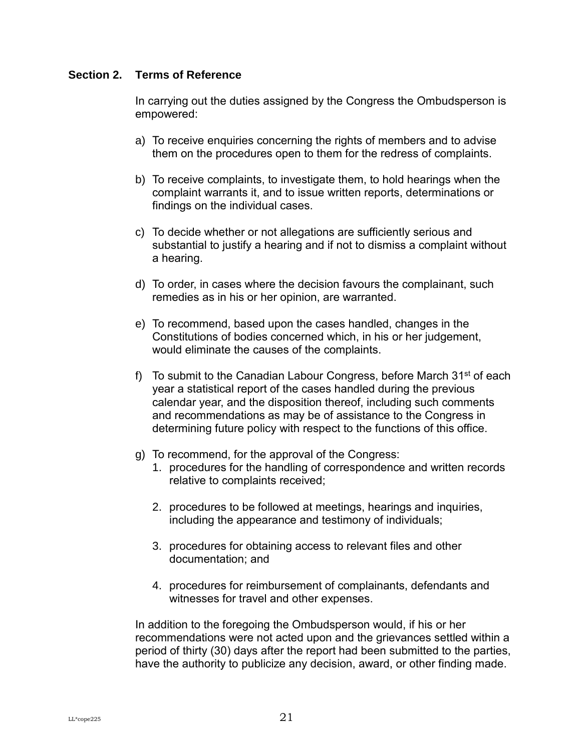## Section 2. Terms of Reference

In carrying out the duties assigned by the Congress the Ombudsperson is empowered:

a) To receive enquiries concerning the rights of members and to advise them on the procedures open to them for the redress of complaints.

b) To receive complaints, to investigate them, to hold hearings when the complaint warrants it, and to issue written reports, determinations or findings on the individual cases.

c) To decide whether or not allegations are sufficiently serious and substantial to justify a hearing and if not to dismiss a complaint without a hearing.

d) To order, in cases where the decision favours the complainant, such remedies as in his or her opinion, are warranted.

e) To recommend, based upon the cases handled, changes in the Constitutions of bodies concerned which, in his or her judgement, would eliminate the causes of the complaints.

f) To submit to the Canadian Labour Congress, before March 31st of each year a statistical report of the cases handled during the previous calendar year, and the disposition thereof, including such comments and recommendations as may be of assistance to the Congress in determining future policy with respect to the functions of this office.

g) To recommend, for the approval of the Congress:
   1. procedures for the handling of correspondence and written records relative to complaints received;

   2. procedures to be followed at meetings, hearings and inquiries, including the appearance and testimony of individuals;

   3. procedures for obtaining access to relevant files and other documentation; and

   4. procedures for reimbursement of complainants, defendants and witnesses for travel and other expenses.

In addition to the foregoing the Ombudsperson would, if his or her recommendations were not acted upon and the grievances settled within a period of thirty (30) days after the report had been submitted to the parties, have the authority to publicize any decision, award, or other finding made.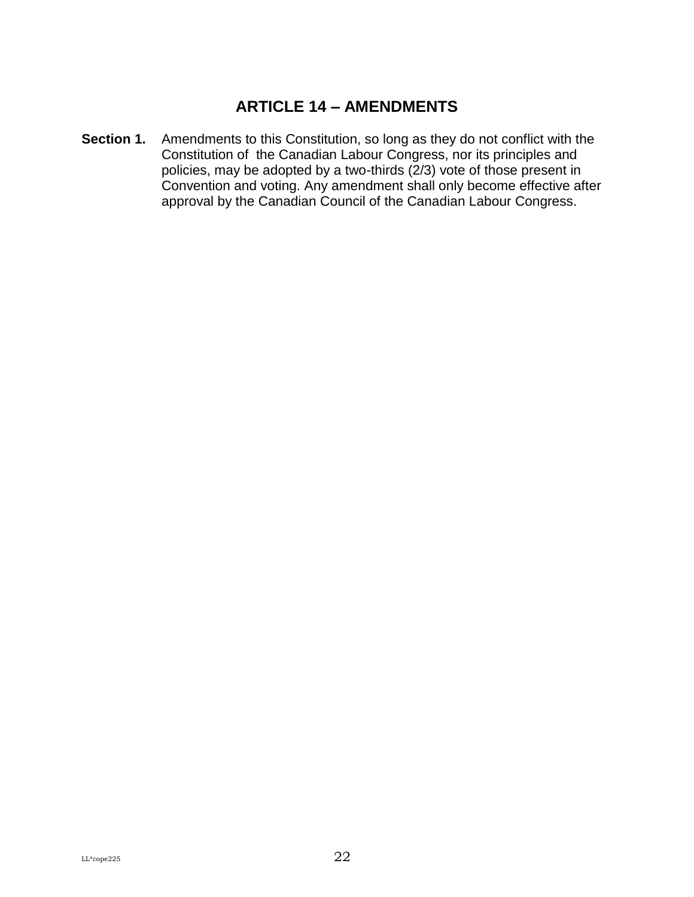## ARTICLE 14 – AMENDMENTS

**Section 1.** Amendments to this Constitution, so long as they do not conflict with the Constitution of the Canadian Labour Congress, nor its principles and policies, may be adopted by a two-thirds (2/3) vote of those present in Convention and voting. Any amendment shall only become effective after approval by the Canadian Council of the Canadian Labour Congress.